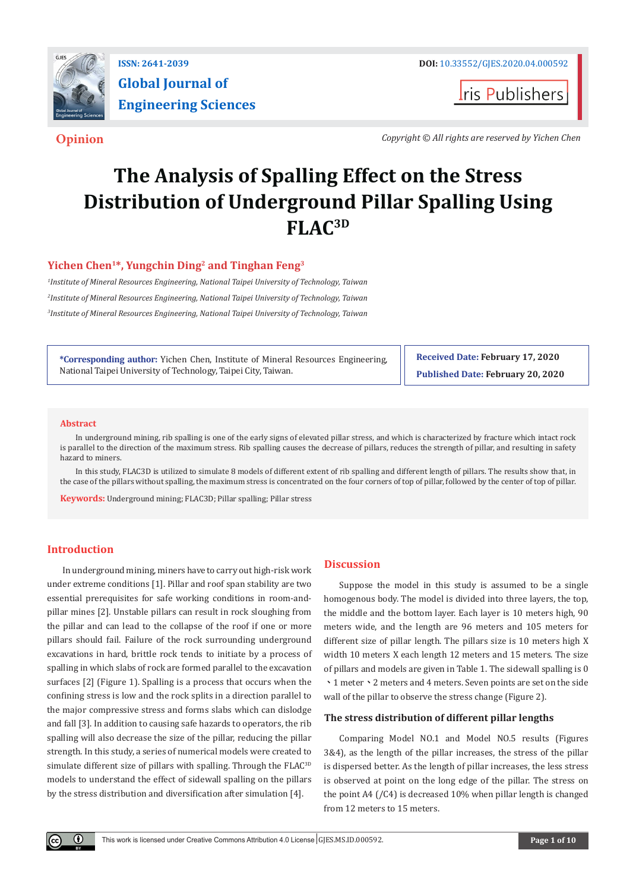Opinion

Copyright © All rights are reserved by Yichen Chen

# The Analysis of Spalling Effect on the Stress Distribution of Underground Pillar Spalling Using FLAC$^{3D}$

**Yichen Chen[1]\*, Yungchin Ding[2] and Tinghan Feng[3]**

[1]*Institute of Mineral Resources Engineering, National Taipei University of Technology, Taiwan*

[2]*Institute of Mineral Resources Engineering, National Taipei University of Technology, Taiwan*

[3]*Institute of Mineral Resources Engineering, National Taipei University of Technology, Taiwan*

**\*Corresponding author:** Yichen Chen, Institute of Mineral Resources Engineering, National Taipei University of Technology, Taipei City, Taiwan.

**Received Date: February 17, 2020**

**Published Date: February 20, 2020**

## Abstract

In underground mining, rib spalling is one of the early signs of elevated pillar stress, and which is characterized by fracture which intact rock is parallel to the direction of the maximum stress. Rib spalling causes the decrease of pillars, reduces the strength of pillar, and resulting in safety hazard to miners.

In this study, FLAC3D is utilized to simulate 8 models of different extent of rib spalling and different length of pillars. The results show that, in the case of the pillars without spalling, the maximum stress is concentrated on the four corners of top of pillar, followed by the center of top of pillar.

**Keywords:** Underground mining; FLAC3D; Pillar spalling; Pillar stress

## Introduction

In underground mining, miners have to carry out high-risk work under extreme conditions [1]. Pillar and roof span stability are two essential prerequisites for safe working conditions in room-and-pillar mines [2]. Unstable pillars can result in rock sloughing from the pillar and can lead to the collapse of the roof if one or more pillars should fail. Failure of the rock surrounding underground excavations in hard, brittle rock tends to initiate by a process of spalling in which slabs of rock are formed parallel to the excavation surfaces [2] (Figure 1). Spalling is a process that occurs when the confining stress is low and the rock splits in a direction parallel to the major compressive stress and forms slabs which can dislodge and fall [3]. In addition to causing safe hazards to operators, the rib spalling will also decrease the size of the pillar, reducing the pillar strength. In this study, a series of numerical models were created to simulate different size of pillars with spalling. Through the FLAC$^{3D}$ models to understand the effect of sidewall spalling on the pillars by the stress distribution and diversification after simulation [4].

## Discussion

Suppose the model in this study is assumed to be a single homogenous body. The model is divided into three layers, the top, the middle and the bottom layer. Each layer is 10 meters high, 90 meters wide, and the length are 96 meters and 105 meters for different size of pillar length. The pillars size is 10 meters high X width 10 meters X each length 12 meters and 15 meters. The size of pillars and models are given in Table 1. The sidewall spalling is 0 、1 meter 、2 meters and 4 meters. Seven points are set on the side wall of the pillar to observe the stress change (Figure 2).

### The stress distribution of different pillar lengths

Comparing Model NO.1 and Model NO.5 results (Figures 3&4), as the length of the pillar increases, the stress of the pillar is dispersed better. As the length of pillar increases, the less stress is observed at point on the long edge of the pillar. The stress on the point A4 (/C4) is decreased 10% when pillar length is changed from 12 meters to 15 meters.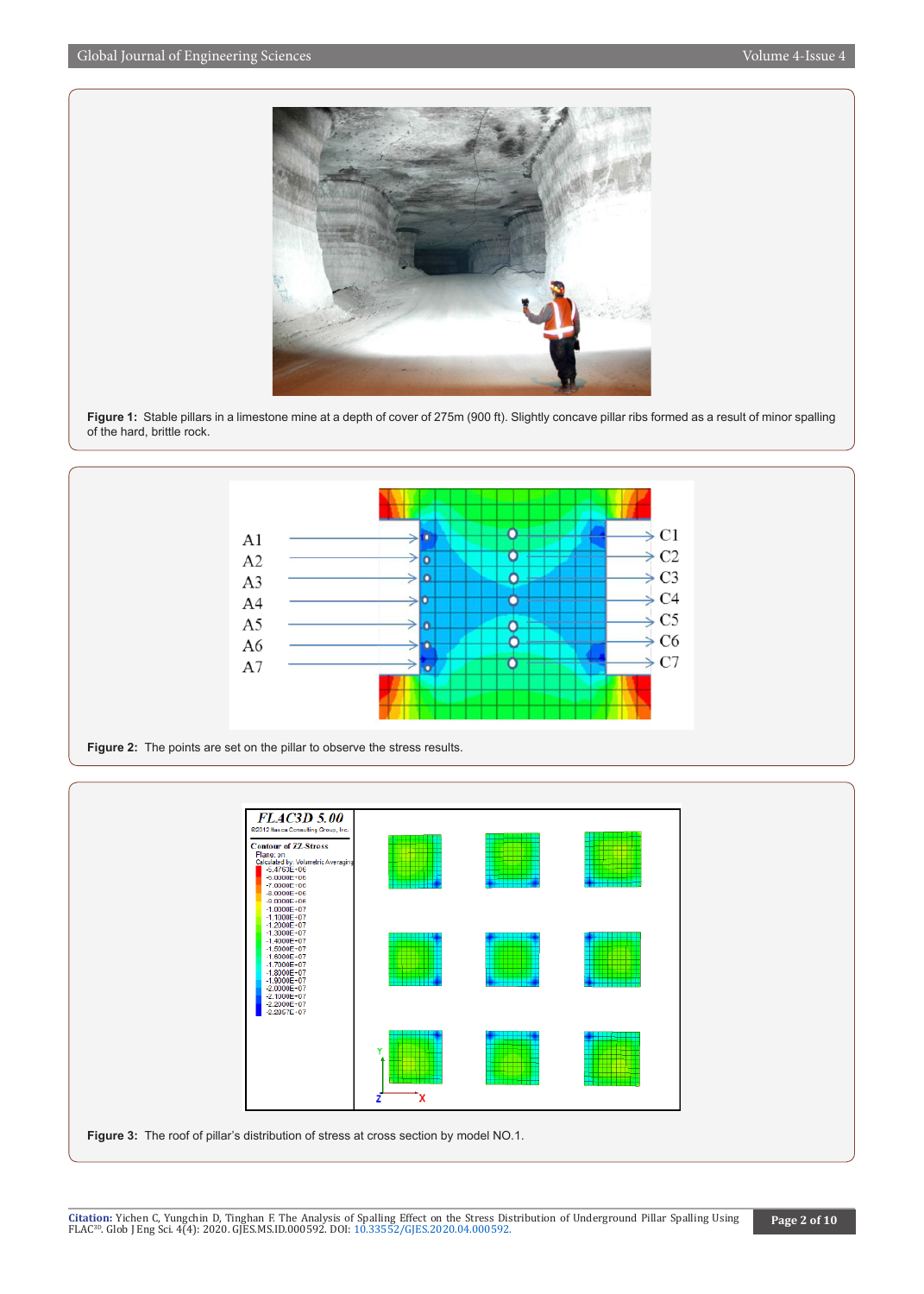**Figure 1:** Stable pillars in a limestone mine at a depth of cover of 275m (900 ft). Slightly concave pillar ribs formed as a result of minor spalling of the hard, brittle rock.

**Figure 2:** The points are set on the pillar to observe the stress results.

**Figure 3:** The roof of pillar's distribution of stress at cross section by model NO.1.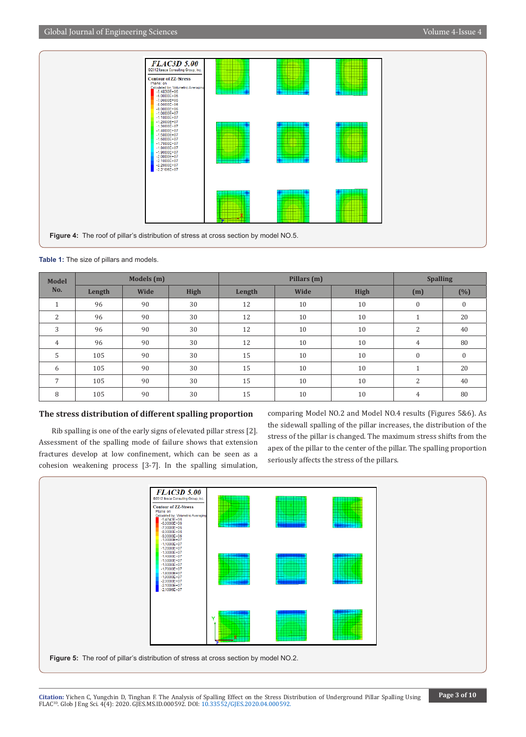Figure 4: The roof of pillar's distribution of stress at cross section by model NO.5.

**Table 1:** The size of pillars and models.

| Model No. | Models (m) | | | Pillars (m) | | | Spalling | |
|---|---|---|---|---|---|---|---|---|
| | Length | Wide | High | Length | Wide | High | (m) | (%) |
| 1 | 96 | 90 | 30 | 12 | 10 | 10 | 0 | 0 |
| 2 | 96 | 90 | 30 | 12 | 10 | 10 | 1 | 20 |
| 3 | 96 | 90 | 30 | 12 | 10 | 10 | 2 | 40 |
| 4 | 96 | 90 | 30 | 12 | 10 | 10 | 4 | 80 |
| 5 | 105 | 90 | 30 | 15 | 10 | 10 | 0 | 0 |
| 6 | 105 | 90 | 30 | 15 | 10 | 10 | 1 | 20 |
| 7 | 105 | 90 | 30 | 15 | 10 | 10 | 2 | 40 |
| 8 | 105 | 90 | 30 | 15 | 10 | 10 | 4 | 80 |

## The stress distribution of different spalling proportion

Rib spalling is one of the early signs of elevated pillar stress [2]. Assessment of the spalling mode of failure shows that extension fractures develop at low confinement, which can be seen as a cohesion weakening process [3-7]. In the spalling simulation, comparing Model NO.2 and Model NO.4 results (Figures 5&6). As the sidewall spalling of the pillar increases, the distribution of the stress of the pillar is changed. The maximum stress shifts from the apex of the pillar to the center of the pillar. The spalling proportion seriously affects the stress of the pillars.

Figure 5: The roof of pillar's distribution of stress at cross section by model NO.2.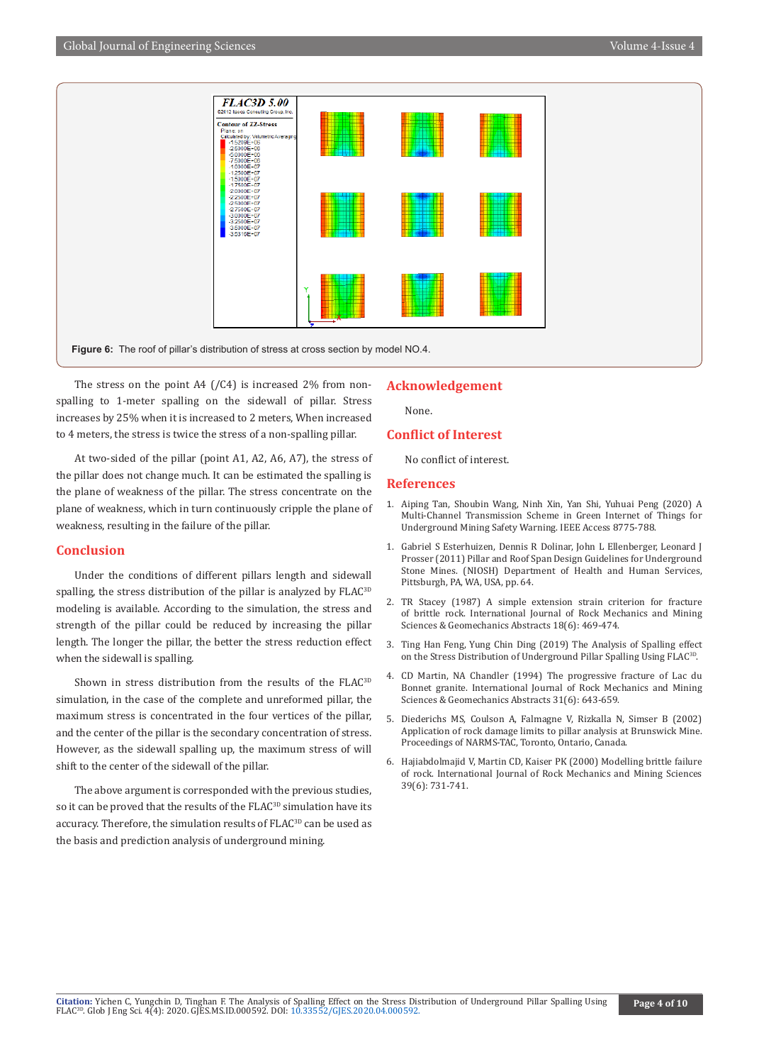FLAC3D 5.00
©2012 Itasca Consulting Group, Inc.
Contour of ZZ-Stress
Plane: on
Calculated by: Volumetric Averaging
-1.5209E+06
-2.5000E+06
-5.0000E+06
-7.5000E+06
-1.0000E+07
-1.2500E+07
-1.5000E+07
-1.7500E+07
-2.0000E+07
-2.2500E+07
-2.5000E+07
-2.7500E+07
-3.0000E+07
-3.2500E+07
-3.5000E+07
-3.5310E+07

**Figure 6:** The roof of pillar's distribution of stress at cross section by model NO.4.

The stress on the point A4 (/C4) is increased 2% from non-spalling to 1-meter spalling on the sidewall of pillar. Stress increases by 25% when it is increased to 2 meters, When increased to 4 meters, the stress is twice the stress of a non-spalling pillar.

At two-sided of the pillar (point A1, A2, A6, A7), the stress of the pillar does not change much. It can be estimated the spalling is the plane of weakness of the pillar. The stress concentrate on the plane of weakness, which in turn continuously cripple the plane of weakness, resulting in the failure of the pillar.

## Conclusion

Under the conditions of different pillars length and sidewall spalling, the stress distribution of the pillar is analyzed by FLAC$^{3D}$ modeling is available. According to the simulation, the stress and strength of the pillar could be reduced by increasing the pillar length. The longer the pillar, the better the stress reduction effect when the sidewall is spalling.

Shown in stress distribution from the results of the FLAC$^{3D}$ simulation, in the case of the complete and unreformed pillar, the maximum stress is concentrated in the four vertices of the pillar, and the center of the pillar is the secondary concentration of stress. However, as the sidewall spalling up, the maximum stress of will shift to the center of the sidewall of the pillar.

The above argument is corresponded with the previous studies, so it can be proved that the results of the FLAC$^{3D}$ simulation have its accuracy. Therefore, the simulation results of FLAC$^{3D}$ can be used as the basis and prediction analysis of underground mining.

## Acknowledgement

None.

## Conflict of Interest

No conflict of interest.

## References

1. Aiping Tan, Shoubin Wang, Ninh Xin, Yan Shi, Yuhuai Peng (2020) A Multi-Channel Transmission Scheme in Green Internet of Things for Underground Mining Safety Warning. IEEE Access 8775-788.
1. Gabriel S Esterhuizen, Dennis R Dolinar, John L Ellenberger, Leonard J Prosser (2011) Pillar and Roof Span Design Guidelines for Underground Stone Mines. (NIOSH) Department of Health and Human Services, Pittsburgh, PA, WA, USA, pp. 64.
2. TR Stacey (1987) A simple extension strain criterion for fracture of brittle rock. International Journal of Rock Mechanics and Mining Sciences & Geomechanics Abstracts 18(6): 469-474.
3. Ting Han Feng, Yung Chin Ding (2019) The Analysis of Spalling effect on the Stress Distribution of Underground Pillar Spalling Using FLAC$^{3D}$.
4. CD Martin, NA Chandler (1994) The progressive fracture of Lac du Bonnet granite. International Journal of Rock Mechanics and Mining Sciences & Geomechanics Abstracts 31(6): 643-659.
5. Diederichs MS, Coulson A, Falmagne V, Rizkalla N, Simser B (2002) Application of rock damage limits to pillar analysis at Brunswick Mine. Proceedings of NARMS-TAC, Toronto, Ontario, Canada.
6. Hajiabdolmajid V, Martin CD, Kaiser PK (2000) Modelling brittle failure of rock. International Journal of Rock Mechanics and Mining Sciences 39(6): 731-741.